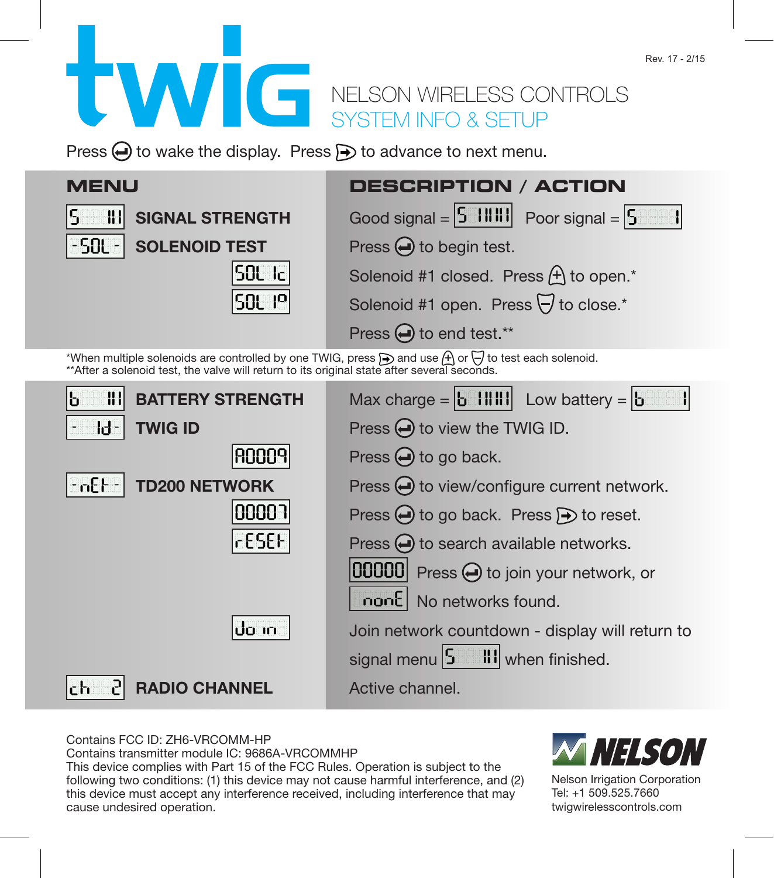Rev. 17 - 2/15

# twig

## NELSON WIRELESS CONTROLS
## SYSTEM INFO & SETUP

Press ⏎ to wake the display. Press ⇥ to advance to next menu.

| MENU | | DESCRIPTION / ACTION |
|---|---|---|
| S III | SIGNAL STRENGTH | Good signal = S IIIII Poor signal = S I |
| -SOL- | SOLENOID TEST | Press ⏎ to begin test. |
| SOL 1c | | Solenoid #1 closed. Press + to open.* |
| SOL 1o | | Solenoid #1 open. Press − to close.* |
| | | Press ⏎ to end test.** |

*When multiple solenoids are controlled by one TWIG, press ⇥ and use + or − to test each solenoid.
**After a solenoid test, the valve will return to its original state after several seconds.

| MENU | | DESCRIPTION / ACTION |
|---|---|---|
| b III | BATTERY STRENGTH | Max charge = b IIIII Low battery = b I |
| - Id - | TWIG ID | Press ⏎ to view the TWIG ID. |
| A0009 | | Press ⏎ to go back. |
| -nEt- | TD200 NETWORK | Press ⏎ to view/configure current network. |
| 00007 | | Press ⏎ to go back. Press ⇥ to reset. |
| rESEt | | Press ⏎ to search available networks. |
| | | 00000 Press ⏎ to join your network, or |
| | | nonE No networks found. |
| Jo in | | Join network countdown - display will return to signal menu S III when finished. |
| ch 2 | RADIO CHANNEL | Active channel. |

Contains FCC ID: ZH6-VRCOMM-HP
Contains transmitter module IC: 9686A-VRCOMMHP
This device complies with Part 15 of the FCC Rules. Operation is subject to the following two conditions: (1) this device may not cause harmful interference, and (2) this device must accept any interference received, including interference that may cause undesired operation.

NELSON
Nelson Irrigation Corporation
Tel: +1 509.525.7660
twigwirelesscontrols.com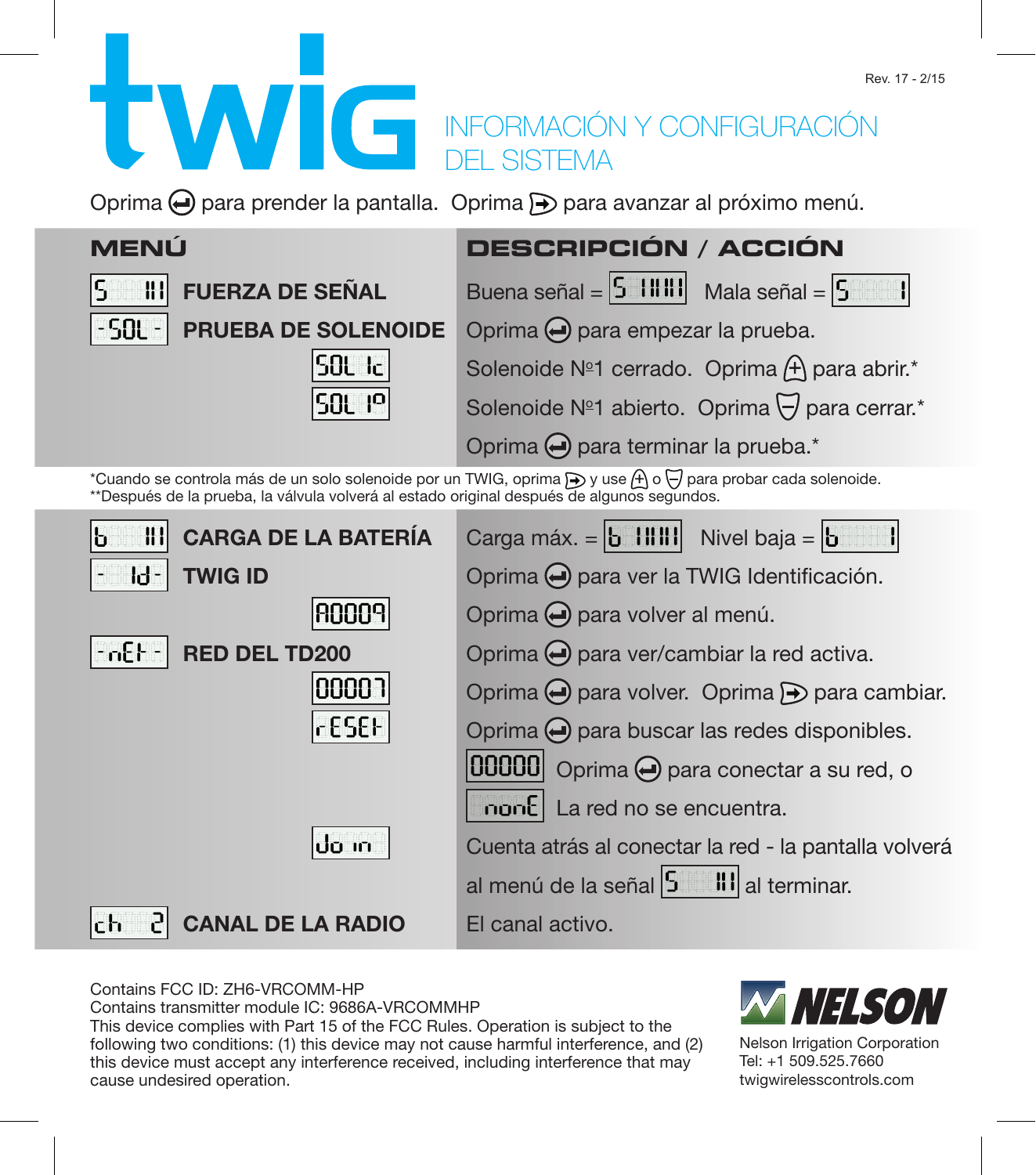Rev. 17 - 2/15

# twig INFORMACIÓN Y CONFIGURACIÓN DEL SISTEMA

Oprima ⏎ para prender la pantalla. Oprima ⇨ para avanzar al próximo menú.

| MENÚ | | DESCRIPCIÓN / ACCIÓN |
|---|---|---|
| S III | FUERZA DE SEÑAL | Buena señal = S IIIII Mala señal = S I |
| -SOL- | PRUEBA DE SOLENOIDE | Oprima ⏎ para empezar la prueba. |
| | SOL 1c | Solenoide Nº1 cerrado. Oprima + para abrir.* |
| | SOL 1o | Solenoide Nº1 abierto. Oprima − para cerrar.* |
| | | Oprima ⏎ para terminar la prueba.* |

*Cuando se controla más de un solo solenoide por un TWIG, oprima ⇨ y use + o − para probar cada solenoide.
**Después de la prueba, la válvula volverá al estado original después de algunos segundos.

| MENÚ | | DESCRIPCIÓN / ACCIÓN |
|---|---|---|
| b III | CARGA DE LA BATERÍA | Carga máx. = b IIIII Nivel baja = b I |
| - Id - | TWIG ID | Oprima ⏎ para ver la TWIG Identificación. |
| | A0009 | Oprima ⏎ para volver al menú. |
| -nEt- | RED DEL TD200 | Oprima ⏎ para ver/cambiar la red activa. |
| | 00007 | Oprima ⏎ para volver. Oprima ⇨ para cambiar. |
| | rESEt | Oprima ⏎ para buscar las redes disponibles. |
| | | 00000 Oprima ⏎ para conectar a su red, o |
| | | nonE La red no se encuentra. |
| | Join | Cuenta atrás al conectar la red - la pantalla volverá al menú de la señal S III al terminar. |
| ch 2 | CANAL DE LA RADIO | El canal activo. |

Contains FCC ID: ZH6-VRCOMM-HP
Contains transmitter module IC: 9686A-VRCOMMHP
This device complies with Part 15 of the FCC Rules. Operation is subject to the following two conditions: (1) this device may not cause harmful interference, and (2) this device must accept any interference received, including interference that may cause undesired operation.

NELSON
Nelson Irrigation Corporation
Tel: +1 509.525.7660
twigwirelesscontrols.com